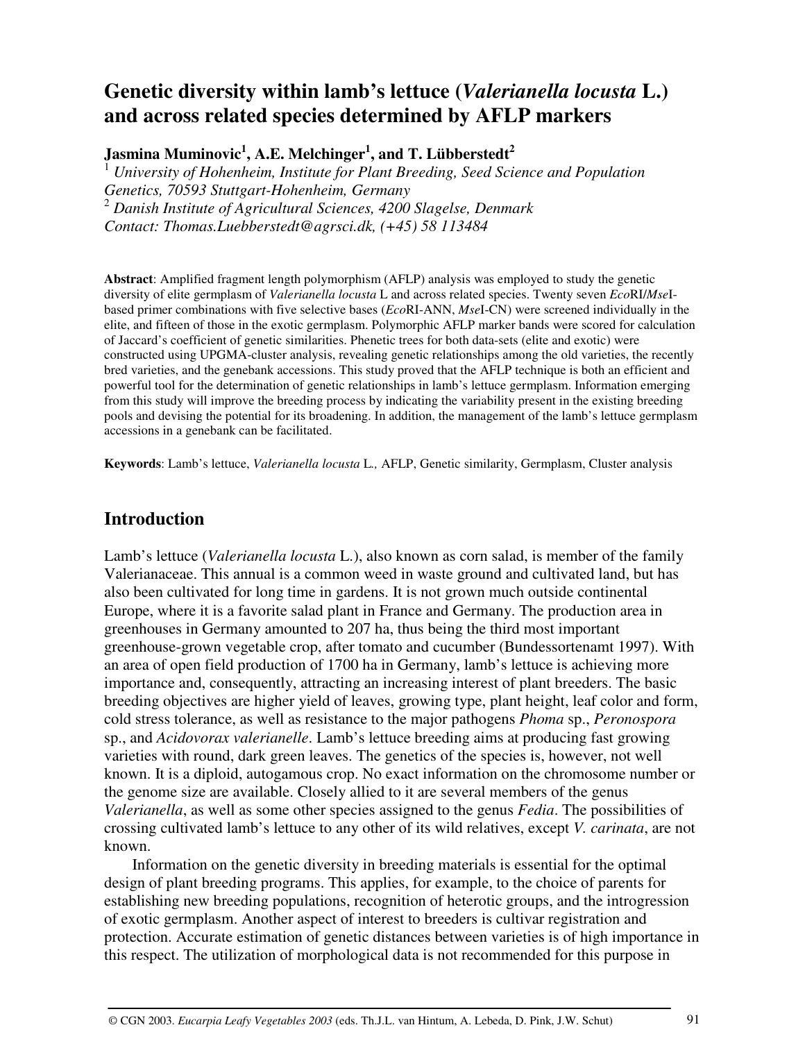# Genetic diversity within lamb's lettuce (*Valerianella locusta* L.) and across related species determined by AFLP markers

**Jasmina Muminovic[1], A.E. Melchinger[1], and T. Lübberstedt[2]**

[1] *University of Hohenheim, Institute for Plant Breeding, Seed Science and Population Genetics, 70593 Stuttgart-Hohenheim, Germany*
[2] *Danish Institute of Agricultural Sciences, 4200 Slagelse, Denmark*
*Contact: Thomas.Luebberstedt@agrsci.dk, (+45) 58 113484*

**Abstract**: Amplified fragment length polymorphism (AFLP) analysis was employed to study the genetic diversity of elite germplasm of *Valerianella locusta* L and across related species. Twenty seven *Eco*RI/*Mse*I-based primer combinations with five selective bases (*Eco*RI-ANN, *Mse*I-CN) were screened individually in the elite, and fifteen of those in the exotic germplasm. Polymorphic AFLP marker bands were scored for calculation of Jaccard's coefficient of genetic similarities. Phenetic trees for both data-sets (elite and exotic) were constructed using UPGMA-cluster analysis, revealing genetic relationships among the old varieties, the recently bred varieties, and the genebank accessions. This study proved that the AFLP technique is both an efficient and powerful tool for the determination of genetic relationships in lamb's lettuce germplasm. Information emerging from this study will improve the breeding process by indicating the variability present in the existing breeding pools and devising the potential for its broadening. In addition, the management of the lamb's lettuce germplasm accessions in a genebank can be facilitated.

**Keywords**: Lamb's lettuce, *Valerianella locusta* L., AFLP, Genetic similarity, Germplasm, Cluster analysis

## Introduction

Lamb's lettuce (*Valerianella locusta* L.), also known as corn salad, is member of the family Valerianaceae. This annual is a common weed in waste ground and cultivated land, but has also been cultivated for long time in gardens. It is not grown much outside continental Europe, where it is a favorite salad plant in France and Germany. The production area in greenhouses in Germany amounted to 207 ha, thus being the third most important greenhouse-grown vegetable crop, after tomato and cucumber (Bundessortenamt 1997). With an area of open field production of 1700 ha in Germany, lamb's lettuce is achieving more importance and, consequently, attracting an increasing interest of plant breeders. The basic breeding objectives are higher yield of leaves, growing type, plant height, leaf color and form, cold stress tolerance, as well as resistance to the major pathogens *Phoma* sp., *Peronospora* sp., and *Acidovorax valerianelle*. Lamb's lettuce breeding aims at producing fast growing varieties with round, dark green leaves. The genetics of the species is, however, not well known. It is a diploid, autogamous crop. No exact information on the chromosome number or the genome size are available. Closely allied to it are several members of the genus *Valerianella*, as well as some other species assigned to the genus *Fedia*. The possibilities of crossing cultivated lamb's lettuce to any other of its wild relatives, except *V. carinata*, are not known.

Information on the genetic diversity in breeding materials is essential for the optimal design of plant breeding programs. This applies, for example, to the choice of parents for establishing new breeding populations, recognition of heterotic groups, and the introgression of exotic germplasm. Another aspect of interest to breeders is cultivar registration and protection. Accurate estimation of genetic distances between varieties is of high importance in this respect. The utilization of morphological data is not recommended for this purpose in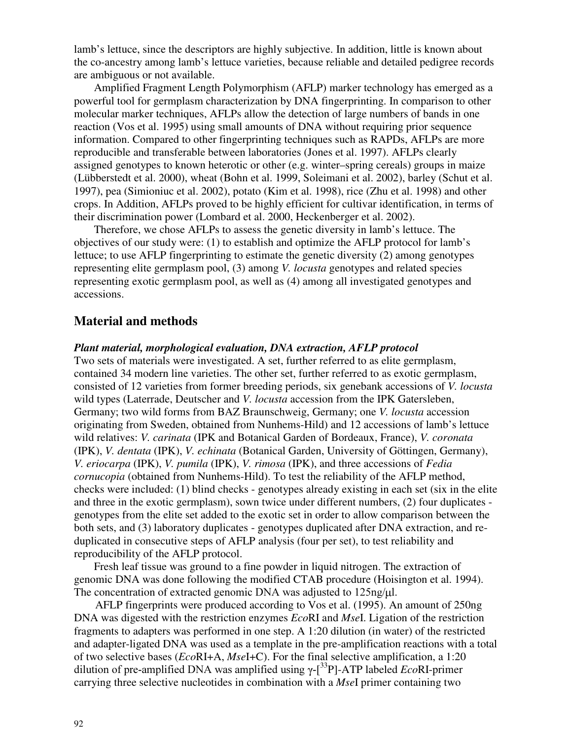lamb's lettuce, since the descriptors are highly subjective. In addition, little is known about the co-ancestry among lamb's lettuce varieties, because reliable and detailed pedigree records are ambiguous or not available.

Amplified Fragment Length Polymorphism (AFLP) marker technology has emerged as a powerful tool for germplasm characterization by DNA fingerprinting. In comparison to other molecular marker techniques, AFLPs allow the detection of large numbers of bands in one reaction (Vos et al. 1995) using small amounts of DNA without requiring prior sequence information. Compared to other fingerprinting techniques such as RAPDs, AFLPs are more reproducible and transferable between laboratories (Jones et al. 1997). AFLPs clearly assigned genotypes to known heterotic or other (e.g. winter–spring cereals) groups in maize (Lübberstedt et al. 2000), wheat (Bohn et al. 1999, Soleimani et al. 2002), barley (Schut et al. 1997), pea (Simioniuc et al. 2002), potato (Kim et al. 1998), rice (Zhu et al. 1998) and other crops. In Addition, AFLPs proved to be highly efficient for cultivar identification, in terms of their discrimination power (Lombard et al. 2000, Heckenberger et al. 2002).

Therefore, we chose AFLPs to assess the genetic diversity in lamb's lettuce. The objectives of our study were: (1) to establish and optimize the AFLP protocol for lamb's lettuce; to use AFLP fingerprinting to estimate the genetic diversity (2) among genotypes representing elite germplasm pool, (3) among *V. locusta* genotypes and related species representing exotic germplasm pool, as well as (4) among all investigated genotypes and accessions.

## Material and methods

### *Plant material, morphological evaluation, DNA extraction, AFLP protocol*

Two sets of materials were investigated. A set, further referred to as elite germplasm, contained 34 modern line varieties. The other set, further referred to as exotic germplasm, consisted of 12 varieties from former breeding periods, six genebank accessions of *V. locusta* wild types (Laterrade, Deutscher and *V. locusta* accession from the IPK Gatersleben, Germany; two wild forms from BAZ Braunschweig, Germany; one *V. locusta* accession originating from Sweden, obtained from Nunhems-Hild) and 12 accessions of lamb's lettuce wild relatives: *V. carinata* (IPK and Botanical Garden of Bordeaux, France), *V. coronata* (IPK), *V. dentata* (IPK), *V. echinata* (Botanical Garden, University of Göttingen, Germany), *V. eriocarpa* (IPK), *V. pumila* (IPK), *V. rimosa* (IPK), and three accessions of *Fedia cornucopia* (obtained from Nunhems-Hild). To test the reliability of the AFLP method, checks were included: (1) blind checks - genotypes already existing in each set (six in the elite and three in the exotic germplasm), sown twice under different numbers, (2) four duplicates - genotypes from the elite set added to the exotic set in order to allow comparison between the both sets, and (3) laboratory duplicates - genotypes duplicated after DNA extraction, and re-duplicated in consecutive steps of AFLP analysis (four per set), to test reliability and reproducibility of the AFLP protocol.

Fresh leaf tissue was ground to a fine powder in liquid nitrogen. The extraction of genomic DNA was done following the modified CTAB procedure (Hoisington et al. 1994). The concentration of extracted genomic DNA was adjusted to 125ng/μl.

AFLP fingerprints were produced according to Vos et al. (1995). An amount of 250ng DNA was digested with the restriction enzymes *Eco*RI and *Mse*I. Ligation of the restriction fragments to adapters was performed in one step. A 1:20 dilution (in water) of the restricted and adapter-ligated DNA was used as a template in the pre-amplification reactions with a total of two selective bases (*Eco*RI+A, *Mse*I+C). For the final selective amplification, a 1:20 dilution of pre-amplified DNA was amplified using γ-[$^{33}$P]-ATP labeled *Eco*RI-primer carrying three selective nucleotides in combination with a *Mse*I primer containing two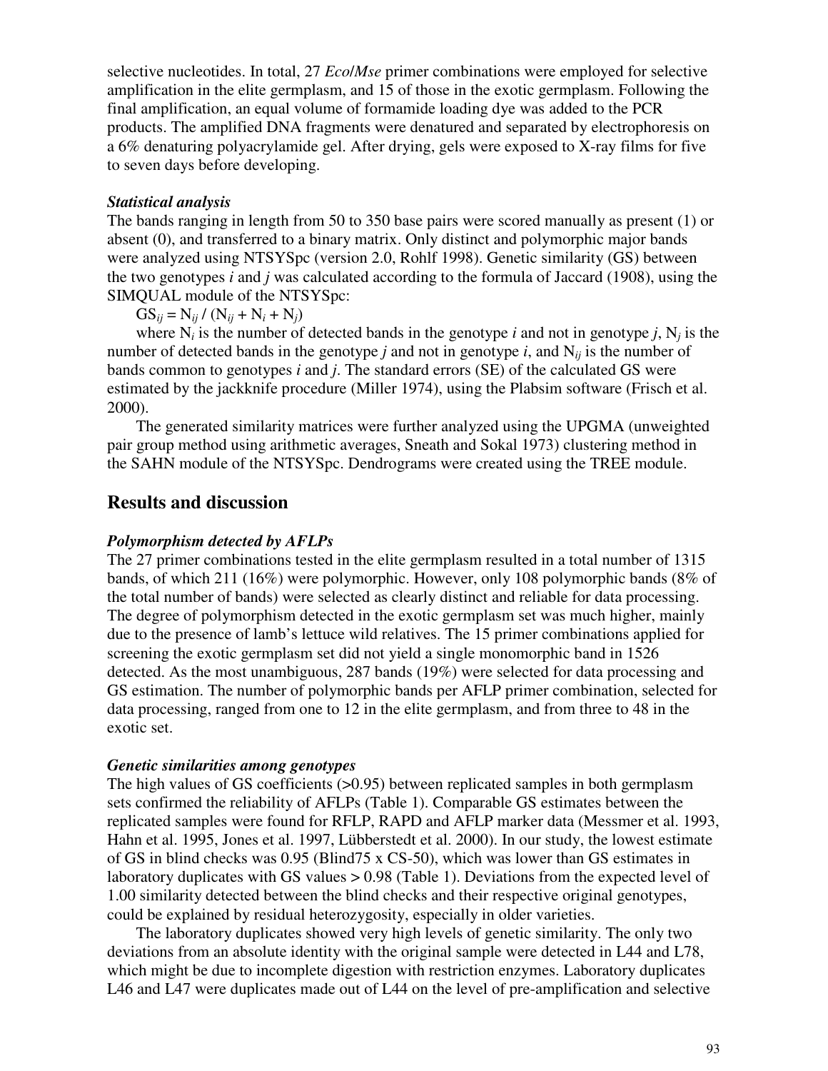selective nucleotides. In total, 27 *Eco*/*Mse* primer combinations were employed for selective amplification in the elite germplasm, and 15 of those in the exotic germplasm. Following the final amplification, an equal volume of formamide loading dye was added to the PCR products. The amplified DNA fragments were denatured and separated by electrophoresis on a 6% denaturing polyacrylamide gel. After drying, gels were exposed to X-ray films for five to seven days before developing.

### *Statistical analysis*

The bands ranging in length from 50 to 350 base pairs were scored manually as present (1) or absent (0), and transferred to a binary matrix. Only distinct and polymorphic major bands were analyzed using NTSYSpc (version 2.0, Rohlf 1998). Genetic similarity (GS) between the two genotypes *i* and *j* was calculated according to the formula of Jaccard (1908), using the SIMQUAL module of the NTSYSpc:

$$GS_{ij} = N_{ij} / (N_{ij} + N_i + N_j)$$

where $N_i$ is the number of detected bands in the genotype *i* and not in genotype *j*, $N_j$ is the number of detected bands in the genotype *j* and not in genotype *i*, and $N_{ij}$ is the number of bands common to genotypes *i* and *j*. The standard errors (SE) of the calculated GS were estimated by the jackknife procedure (Miller 1974), using the Plabsim software (Frisch et al. 2000).

The generated similarity matrices were further analyzed using the UPGMA (unweighted pair group method using arithmetic averages, Sneath and Sokal 1973) clustering method in the SAHN module of the NTSYSpc. Dendrograms were created using the TREE module.

## Results and discussion

### *Polymorphism detected by AFLPs*

The 27 primer combinations tested in the elite germplasm resulted in a total number of 1315 bands, of which 211 (16%) were polymorphic. However, only 108 polymorphic bands (8% of the total number of bands) were selected as clearly distinct and reliable for data processing. The degree of polymorphism detected in the exotic germplasm set was much higher, mainly due to the presence of lamb's lettuce wild relatives. The 15 primer combinations applied for screening the exotic germplasm set did not yield a single monomorphic band in 1526 detected. As the most unambiguous, 287 bands (19%) were selected for data processing and GS estimation. The number of polymorphic bands per AFLP primer combination, selected for data processing, ranged from one to 12 in the elite germplasm, and from three to 48 in the exotic set.

### *Genetic similarities among genotypes*

The high values of GS coefficients (>0.95) between replicated samples in both germplasm sets confirmed the reliability of AFLPs (Table 1). Comparable GS estimates between the replicated samples were found for RFLP, RAPD and AFLP marker data (Messmer et al. 1993, Hahn et al. 1995, Jones et al. 1997, Lübberstedt et al. 2000). In our study, the lowest estimate of GS in blind checks was 0.95 (Blind75 x CS-50), which was lower than GS estimates in laboratory duplicates with GS values > 0.98 (Table 1). Deviations from the expected level of 1.00 similarity detected between the blind checks and their respective original genotypes, could be explained by residual heterozygosity, especially in older varieties.

The laboratory duplicates showed very high levels of genetic similarity. The only two deviations from an absolute identity with the original sample were detected in L44 and L78, which might be due to incomplete digestion with restriction enzymes. Laboratory duplicates L46 and L47 were duplicates made out of L44 on the level of pre-amplification and selective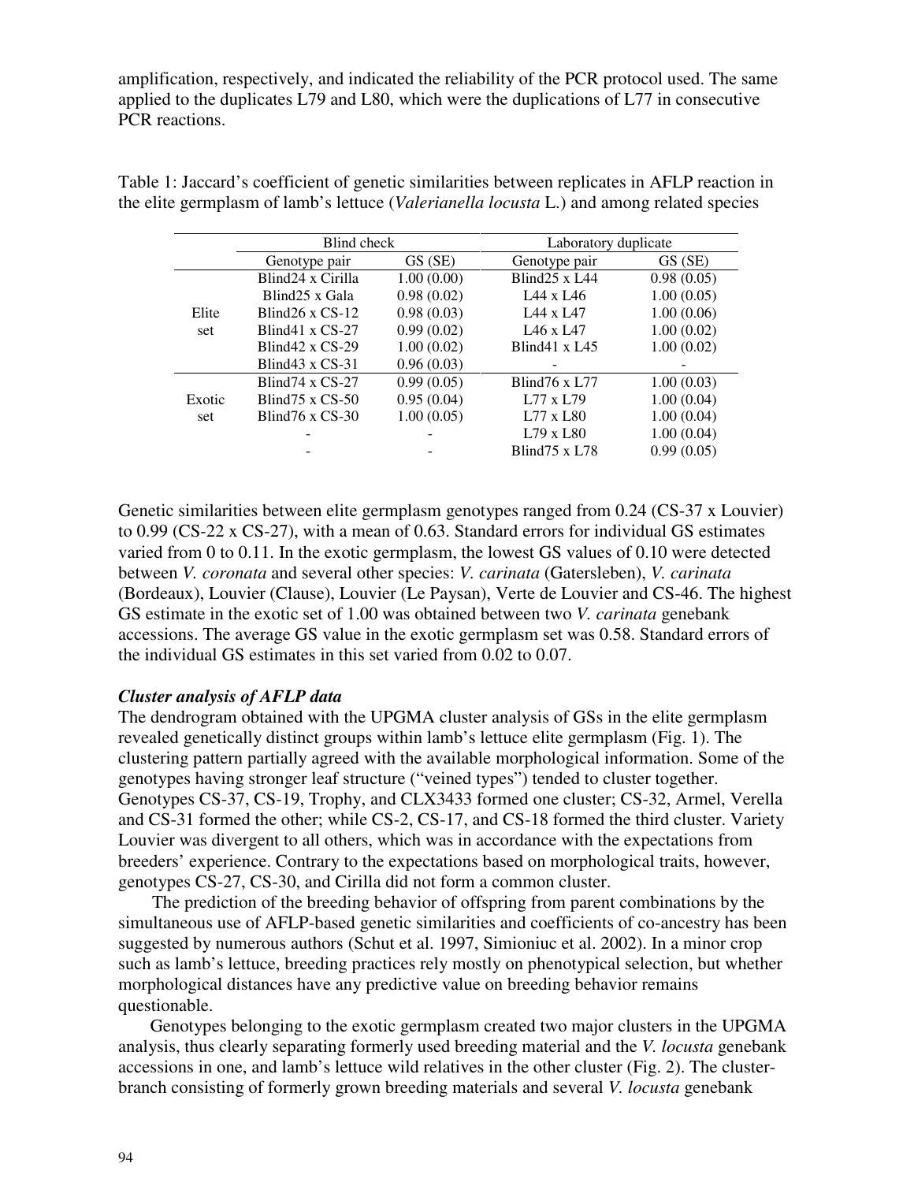amplification, respectively, and indicated the reliability of the PCR protocol used. The same applied to the duplicates L79 and L80, which were the duplications of L77 in consecutive PCR reactions.

Table 1: Jaccard's coefficient of genetic similarities between replicates in AFLP reaction in the elite germplasm of lamb's lettuce (*Valerianella locusta* L.) and among related species

| | Blind check | | Laboratory duplicate | |
|---|---|---|---|---|
| | Genotype pair | GS (SE) | Genotype pair | GS (SE) |
| Elite set | Blind24 x Cirilla | 1.00 (0.00) | Blind25 x L44 | 0.98 (0.05) |
| | Blind25 x Gala | 0.98 (0.02) | L44 x L46 | 1.00 (0.05) |
| | Blind26 x CS-12 | 0.98 (0.03) | L44 x L47 | 1.00 (0.06) |
| | Blind41 x CS-27 | 0.99 (0.02) | L46 x L47 | 1.00 (0.02) |
| | Blind42 x CS-29 | 1.00 (0.02) | Blind41 x L45 | 1.00 (0.02) |
| | Blind43 x CS-31 | 0.96 (0.03) | - | - |
| Exotic set | Blind74 x CS-27 | 0.99 (0.05) | Blind76 x L77 | 1.00 (0.03) |
| | Blind75 x CS-50 | 0.95 (0.04) | L77 x L79 | 1.00 (0.04) |
| | Blind76 x CS-30 | 1.00 (0.05) | L77 x L80 | 1.00 (0.04) |
| | - | - | L79 x L80 | 1.00 (0.04) |
| | - | - | Blind75 x L78 | 0.99 (0.05) |

Genetic similarities between elite germplasm genotypes ranged from 0.24 (CS-37 x Louvier) to 0.99 (CS-22 x CS-27), with a mean of 0.63. Standard errors for individual GS estimates varied from 0 to 0.11. In the exotic germplasm, the lowest GS values of 0.10 were detected between *V. coronata* and several other species: *V. carinata* (Gatersleben), *V. carinata* (Bordeaux), Louvier (Clause), Louvier (Le Paysan), Verte de Louvier and CS-46. The highest GS estimate in the exotic set of 1.00 was obtained between two *V. carinata* genebank accessions. The average GS value in the exotic germplasm set was 0.58. Standard errors of the individual GS estimates in this set varied from 0.02 to 0.07.

***Cluster analysis of AFLP data***

The dendrogram obtained with the UPGMA cluster analysis of GSs in the elite germplasm revealed genetically distinct groups within lamb's lettuce elite germplasm (Fig. 1). The clustering pattern partially agreed with the available morphological information. Some of the genotypes having stronger leaf structure ("veined types") tended to cluster together. Genotypes CS-37, CS-19, Trophy, and CLX3433 formed one cluster; CS-32, Armel, Verella and CS-31 formed the other; while CS-2, CS-17, and CS-18 formed the third cluster. Variety Louvier was divergent to all others, which was in accordance with the expectations from breeders' experience. Contrary to the expectations based on morphological traits, however, genotypes CS-27, CS-30, and Cirilla did not form a common cluster.

The prediction of the breeding behavior of offspring from parent combinations by the simultaneous use of AFLP-based genetic similarities and coefficients of co-ancestry has been suggested by numerous authors (Schut et al. 1997, Simioniuc et al. 2002). In a minor crop such as lamb's lettuce, breeding practices rely mostly on phenotypical selection, but whether morphological distances have any predictive value on breeding behavior remains questionable.

Genotypes belonging to the exotic germplasm created two major clusters in the UPGMA analysis, thus clearly separating formerly used breeding material and the *V. locusta* genebank accessions in one, and lamb's lettuce wild relatives in the other cluster (Fig. 2). The cluster-branch consisting of formerly grown breeding materials and several *V. locusta* genebank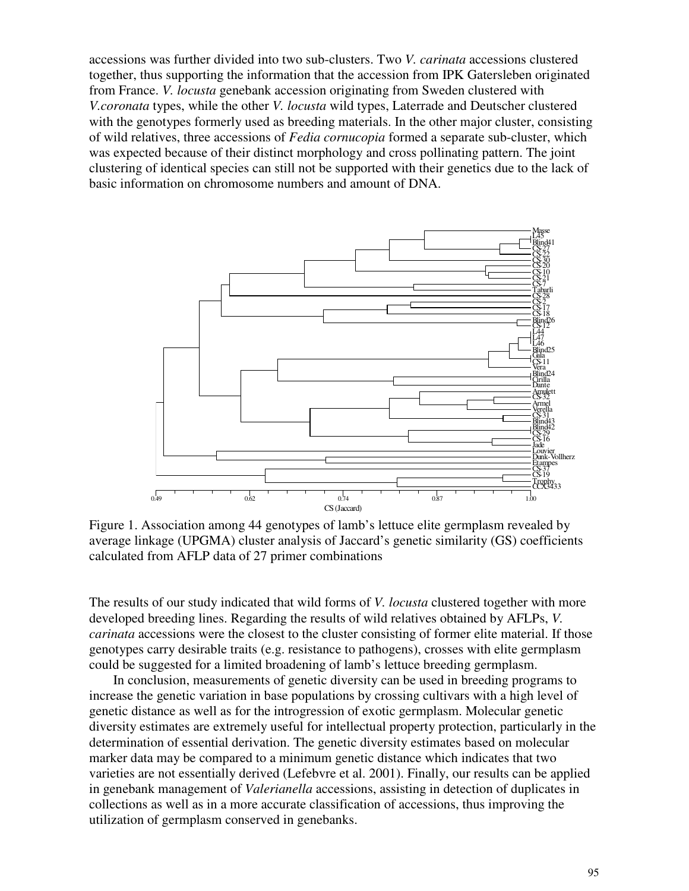accessions was further divided into two sub-clusters. Two *V. carinata* accessions clustered together, thus supporting the information that the accession from IPK Gatersleben originated from France. *V. locusta* genebank accession originating from Sweden clustered with *V.coronata* types, while the other *V. locusta* wild types, Laterrade and Deutscher clustered with the genotypes formerly used as breeding materials. In the other major cluster, consisting of wild relatives, three accessions of *Fedia cornucopia* formed a separate sub-cluster, which was expected because of their distinct morphology and cross pollinating pattern. The joint clustering of identical species can still not be supported with their genetics due to the lack of basic information on chromosome numbers and amount of DNA.

Figure 1. Association among 44 genotypes of lamb's lettuce elite germplasm revealed by average linkage (UPGMA) cluster analysis of Jaccard's genetic similarity (GS) coefficients calculated from AFLP data of 27 primer combinations

The results of our study indicated that wild forms of *V. locusta* clustered together with more developed breeding lines. Regarding the results of wild relatives obtained by AFLPs, *V. carinata* accessions were the closest to the cluster consisting of former elite material. If those genotypes carry desirable traits (e.g. resistance to pathogens), crosses with elite germplasm could be suggested for a limited broadening of lamb's lettuce breeding germplasm.

In conclusion, measurements of genetic diversity can be used in breeding programs to increase the genetic variation in base populations by crossing cultivars with a high level of genetic distance as well as for the introgression of exotic germplasm. Molecular genetic diversity estimates are extremely useful for intellectual property protection, particularly in the determination of essential derivation. The genetic diversity estimates based on molecular marker data may be compared to a minimum genetic distance which indicates that two varieties are not essentially derived (Lefebvre et al. 2001). Finally, our results can be applied in genebank management of *Valerianella* accessions, assisting in detection of duplicates in collections as well as in a more accurate classification of accessions, thus improving the utilization of germplasm conserved in genebanks.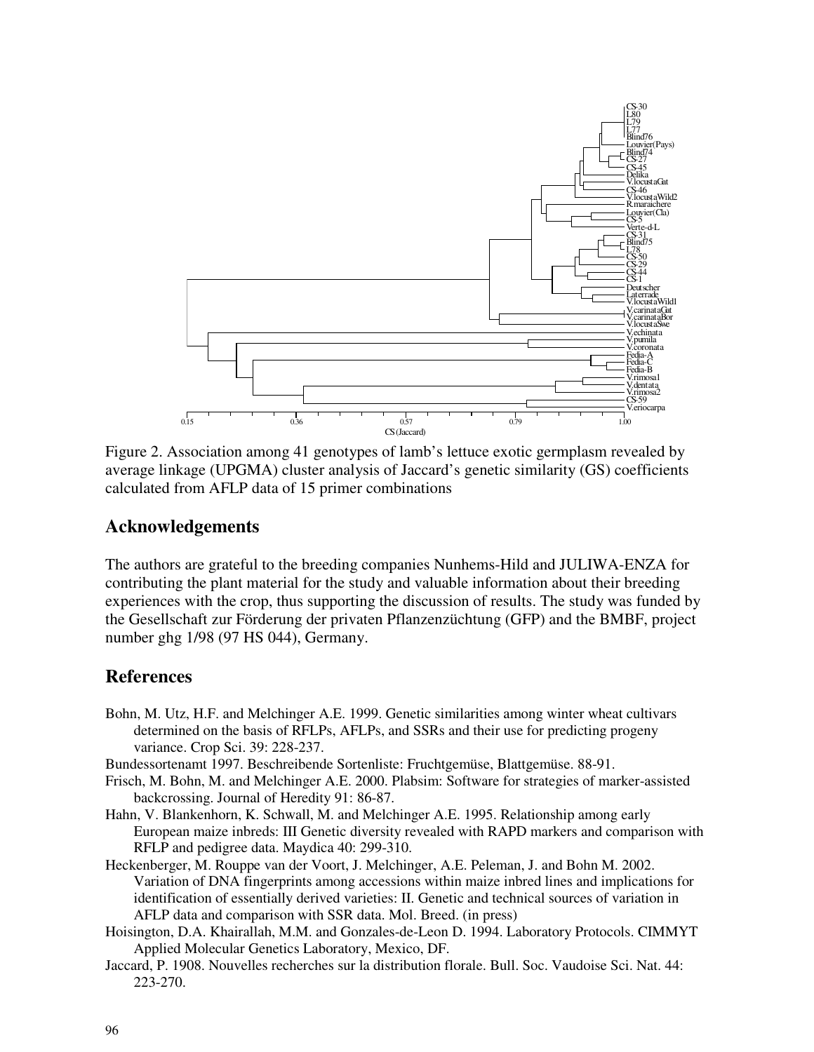Figure 2. Association among 41 genotypes of lamb's lettuce exotic germplasm revealed by average linkage (UPGMA) cluster analysis of Jaccard's genetic similarity (GS) coefficients calculated from AFLP data of 15 primer combinations

## Acknowledgements

The authors are grateful to the breeding companies Nunhems-Hild and JULIWA-ENZA for contributing the plant material for the study and valuable information about their breeding experiences with the crop, thus supporting the discussion of results. The study was funded by the Gesellschaft zur Förderung der privaten Pflanzenzüchtung (GFP) and the BMBF, project number ghg 1/98 (97 HS 044), Germany.

## References

Bohn, M. Utz, H.F. and Melchinger A.E. 1999. Genetic similarities among winter wheat cultivars determined on the basis of RFLPs, AFLPs, and SSRs and their use for predicting progeny variance. Crop Sci. 39: 228-237.

Bundessortenamt 1997. Beschreibende Sortenliste: Fruchtgemüse, Blattgemüse. 88-91.

Frisch, M. Bohn, M. and Melchinger A.E. 2000. Plabsim: Software for strategies of marker-assisted backcrossing. Journal of Heredity 91: 86-87.

Hahn, V. Blankenhorn, K. Schwall, M. and Melchinger A.E. 1995. Relationship among early European maize inbreds: III Genetic diversity revealed with RAPD markers and comparison with RFLP and pedigree data. Maydica 40: 299-310.

Heckenberger, M. Rouppe van der Voort, J. Melchinger, A.E. Peleman, J. and Bohn M. 2002. Variation of DNA fingerprints among accessions within maize inbred lines and implications for identification of essentially derived varieties: II. Genetic and technical sources of variation in AFLP data and comparison with SSR data. Mol. Breed. (in press)

Hoisington, D.A. Khairallah, M.M. and Gonzales-de-Leon D. 1994. Laboratory Protocols. CIMMYT Applied Molecular Genetics Laboratory, Mexico, DF.

Jaccard, P. 1908. Nouvelles recherches sur la distribution florale. Bull. Soc. Vaudoise Sci. Nat. 44: 223-270.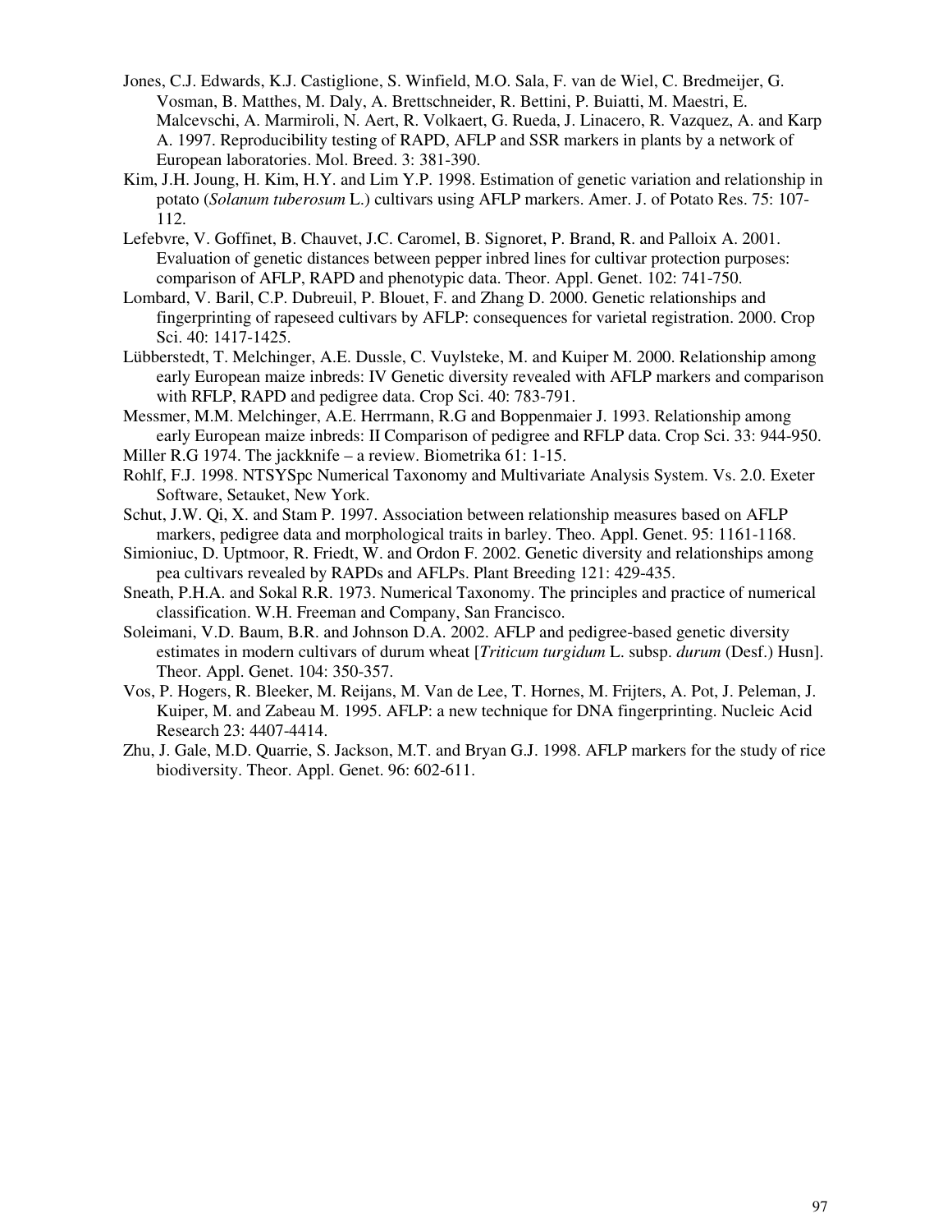Jones, C.J. Edwards, K.J. Castiglione, S. Winfield, M.O. Sala, F. van de Wiel, C. Bredmeijer, G. Vosman, B. Matthes, M. Daly, A. Brettschneider, R. Bettini, P. Buiatti, M. Maestri, E. Malcevschi, A. Marmiroli, N. Aert, R. Volkaert, G. Rueda, J. Linacero, R. Vazquez, A. and Karp A. 1997. Reproducibility testing of RAPD, AFLP and SSR markers in plants by a network of European laboratories. Mol. Breed. 3: 381-390.

Kim, J.H. Joung, H. Kim, H.Y. and Lim Y.P. 1998. Estimation of genetic variation and relationship in potato (*Solanum tuberosum* L.) cultivars using AFLP markers. Amer. J. of Potato Res. 75: 107-112.

Lefebvre, V. Goffinet, B. Chauvet, J.C. Caromel, B. Signoret, P. Brand, R. and Palloix A. 2001. Evaluation of genetic distances between pepper inbred lines for cultivar protection purposes: comparison of AFLP, RAPD and phenotypic data. Theor. Appl. Genet. 102: 741-750.

Lombard, V. Baril, C.P. Dubreuil, P. Blouet, F. and Zhang D. 2000. Genetic relationships and fingerprinting of rapeseed cultivars by AFLP: consequences for varietal registration. 2000. Crop Sci. 40: 1417-1425.

Lübberstedt, T. Melchinger, A.E. Dussle, C. Vuylsteke, M. and Kuiper M. 2000. Relationship among early European maize inbreds: IV Genetic diversity revealed with AFLP markers and comparison with RFLP, RAPD and pedigree data. Crop Sci. 40: 783-791.

Messmer, M.M. Melchinger, A.E. Herrmann, R.G and Boppenmaier J. 1993. Relationship among early European maize inbreds: II Comparison of pedigree and RFLP data. Crop Sci. 33: 944-950.

Miller R.G 1974. The jackknife – a review. Biometrika 61: 1-15.

Rohlf, F.J. 1998. NTSYSpc Numerical Taxonomy and Multivariate Analysis System. Vs. 2.0. Exeter Software, Setauket, New York.

Schut, J.W. Qi, X. and Stam P. 1997. Association between relationship measures based on AFLP markers, pedigree data and morphological traits in barley. Theo. Appl. Genet. 95: 1161-1168.

Simioniuc, D. Uptmoor, R. Friedt, W. and Ordon F. 2002. Genetic diversity and relationships among pea cultivars revealed by RAPDs and AFLPs. Plant Breeding 121: 429-435.

Sneath, P.H.A. and Sokal R.R. 1973. Numerical Taxonomy. The principles and practice of numerical classification. W.H. Freeman and Company, San Francisco.

Soleimani, V.D. Baum, B.R. and Johnson D.A. 2002. AFLP and pedigree-based genetic diversity estimates in modern cultivars of durum wheat [*Triticum turgidum* L. subsp. *durum* (Desf.) Husn]. Theor. Appl. Genet. 104: 350-357.

Vos, P. Hogers, R. Bleeker, M. Reijans, M. Van de Lee, T. Hornes, M. Frijters, A. Pot, J. Peleman, J. Kuiper, M. and Zabeau M. 1995. AFLP: a new technique for DNA fingerprinting. Nucleic Acid Research 23: 4407-4414.

Zhu, J. Gale, M.D. Quarrie, S. Jackson, M.T. and Bryan G.J. 1998. AFLP markers for the study of rice biodiversity. Theor. Appl. Genet. 96: 602-611.